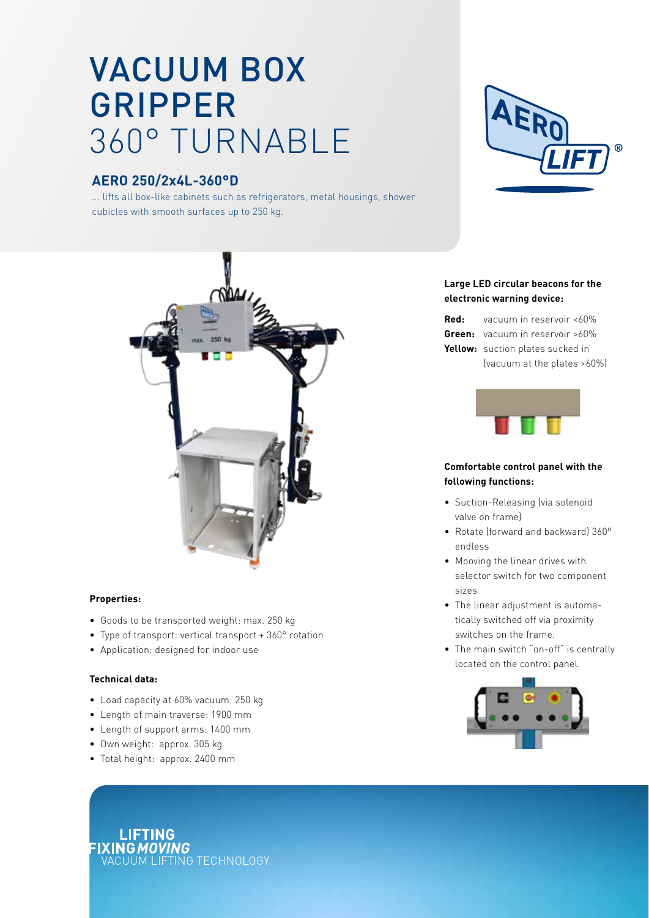# VACUUM BOX GRIPPER 360° TURNABLE

## AERO 250/2x4L-360°D

... lifts all box-like cabinets such as refrigerators, metal housings, shower cubicles with smooth surfaces up to 250 kg.

**Properties:**

- Goods to be transported weight: max. 250 kg
- Type of transport: vertical transport + 360° rotation
- Application: designed for indoor use

**Technical data:**

- Load capacity at 60% vacuum: 250 kg
- Length of main traverse: 1900 mm
- Length of support arms: 1400 mm
- Own weight: approx. 305 kg
- Total height: approx. 2400 mm

**Large LED circular beacons for the electronic warning device:**

**Red:** vacuum in reservoir <60%
**Green:** vacuum in reservoir >60%
**Yellow:** suction plates sucked in (vacuum at the plates >60%)

**Comfortable control panel with the following functions:**

- Suction-Releasing (via solenoid valve on frame)
- Rotate (forward and backward) 360° endless
- Mooving the linear drives with selector switch for two component sizes
- The linear adjustment is automatically switched off via proximity switches on the frame.
- The main switch "on-off" is centrally located on the control panel.

LIFTING
FIXING *MOVING*
VACUUM LIFTING TECHNOLOGY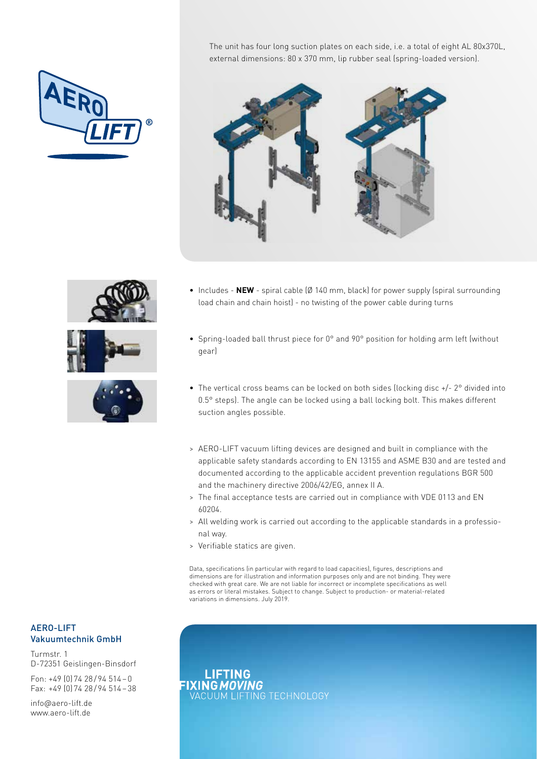The unit has four long suction plates on each side, i.e. a total of eight AL 80x370L, external dimensions: 80 x 370 mm, lip rubber seal (spring-loaded version).

- Includes - **NEW** - spiral cable (Ø 140 mm, black) for power supply (spiral surrounding load chain and chain hoist) - no twisting of the power cable during turns
- Spring-loaded ball thrust piece for 0° and 90° position for holding arm left (without gear)
- The vertical cross beams can be locked on both sides (locking disc +/- 2° divided into 0.5° steps). The angle can be locked using a ball locking bolt. This makes different suction angles possible.

> AERO-LIFT vacuum lifting devices are designed and built in compliance with the applicable safety standards according to EN 13155 and ASME B30 and are tested and documented according to the applicable accident prevention regulations BGR 500 and the machinery directive 2006/42/EG, annex II A.

> The final acceptance tests are carried out in compliance with VDE 0113 and EN 60204.

> All welding work is carried out according to the applicable standards in a professional way.

> Verifiable statics are given.

Data, specifications (in particular with regard to load capacities), figures, descriptions and dimensions are for illustration and information purposes only and are not binding. They were checked with great care. We are not liable for incorrect or incomplete specifications as well as errors or literal mistakes. Subject to change. Subject to production- or material-related variations in dimensions. July 2019.

**AERO-LIFT Vakuumtechnik GmbH**

Turmstr. 1
D-72351 Geislingen-Binsdorf

Fon: +49 (0) 74 28 / 94 514 – 0
Fax: +49 (0) 74 28 / 94 514 – 38

info@aero-lift.de
www.aero-lift.de

LIFTING FIXING *MOVING*
VACUUM LIFTING TECHNOLOGY